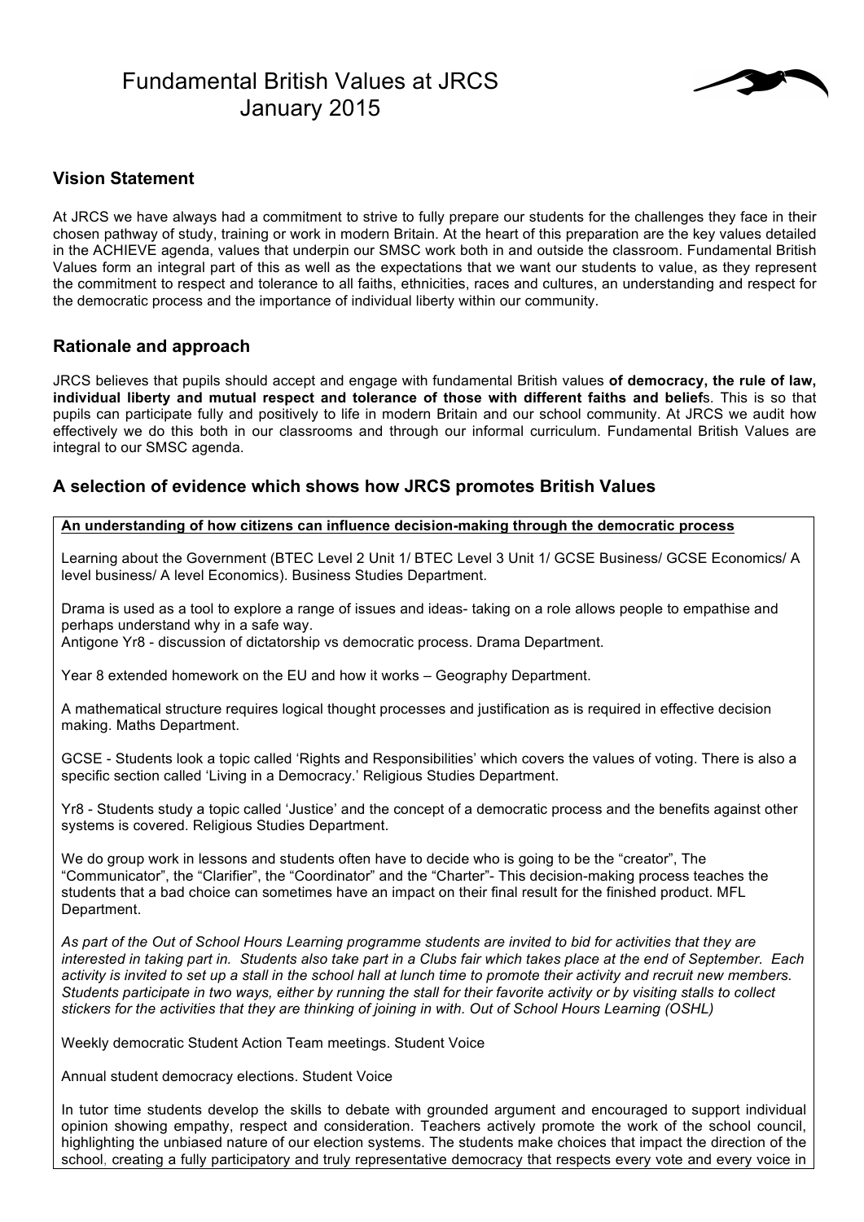# Fundamental British Values at JRCS
January 2015

## Vision Statement

At JRCS we have always had a commitment to strive to fully prepare our students for the challenges they face in their chosen pathway of study, training or work in modern Britain. At the heart of this preparation are the key values detailed in the ACHIEVE agenda, values that underpin our SMSC work both in and outside the classroom. Fundamental British Values form an integral part of this as well as the expectations that we want our students to value, as they represent the commitment to respect and tolerance to all faiths, ethnicities, races and cultures, an understanding and respect for the democratic process and the importance of individual liberty within our community.

## Rationale and approach

JRCS believes that pupils should accept and engage with fundamental British values **of democracy, the rule of law, individual liberty and mutual respect and tolerance of those with different faiths and belief**s. This is so that pupils can participate fully and positively to life in modern Britain and our school community. At JRCS we audit how effectively we do this both in our classrooms and through our informal curriculum. Fundamental British Values are integral to our SMSC agenda.

## A selection of evidence which shows how JRCS promotes British Values

**An understanding of how citizens can influence decision-making through the democratic process**

Learning about the Government (BTEC Level 2 Unit 1/ BTEC Level 3 Unit 1/ GCSE Business/ GCSE Economics/ A level business/ A level Economics). Business Studies Department.

Drama is used as a tool to explore a range of issues and ideas- taking on a role allows people to empathise and perhaps understand why in a safe way.
Antigone Yr8 - discussion of dictatorship vs democratic process. Drama Department.

Year 8 extended homework on the EU and how it works – Geography Department.

A mathematical structure requires logical thought processes and justification as is required in effective decision making. Maths Department.

GCSE - Students look a topic called 'Rights and Responsibilities' which covers the values of voting. There is also a specific section called 'Living in a Democracy.' Religious Studies Department.

Yr8 - Students study a topic called 'Justice' and the concept of a democratic process and the benefits against other systems is covered. Religious Studies Department.

We do group work in lessons and students often have to decide who is going to be the "creator", The "Communicator", the "Clarifier", the "Coordinator" and the "Charter"- This decision-making process teaches the students that a bad choice can sometimes have an impact on their final result for the finished product. MFL Department.

*As part of the Out of School Hours Learning programme students are invited to bid for activities that they are interested in taking part in. Students also take part in a Clubs fair which takes place at the end of September. Each activity is invited to set up a stall in the school hall at lunch time to promote their activity and recruit new members. Students participate in two ways, either by running the stall for their favorite activity or by visiting stalls to collect stickers for the activities that they are thinking of joining in with. Out of School Hours Learning (OSHL)*

Weekly democratic Student Action Team meetings. Student Voice

Annual student democracy elections. Student Voice

In tutor time students develop the skills to debate with grounded argument and encouraged to support individual opinion showing empathy, respect and consideration. Teachers actively promote the work of the school council, highlighting the unbiased nature of our election systems. The students make choices that impact the direction of the school, creating a fully participatory and truly representative democracy that respects every vote and every voice in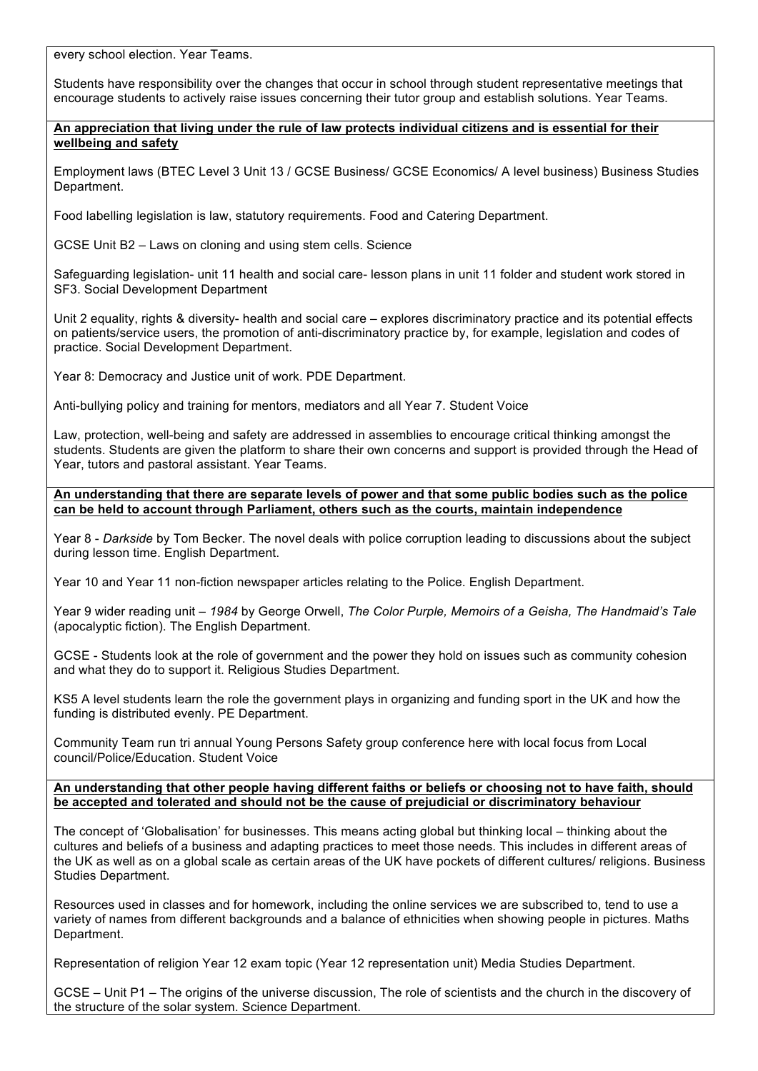every school election. Year Teams.

Students have responsibility over the changes that occur in school through student representative meetings that encourage students to actively raise issues concerning their tutor group and establish solutions. Year Teams.

**An appreciation that living under the rule of law protects individual citizens and is essential for their wellbeing and safety**

Employment laws (BTEC Level 3 Unit 13 / GCSE Business/ GCSE Economics/ A level business) Business Studies Department.

Food labelling legislation is law, statutory requirements. Food and Catering Department.

GCSE Unit B2 – Laws on cloning and using stem cells. Science

Safeguarding legislation- unit 11 health and social care- lesson plans in unit 11 folder and student work stored in SF3. Social Development Department

Unit 2 equality, rights & diversity- health and social care – explores discriminatory practice and its potential effects on patients/service users, the promotion of anti-discriminatory practice by, for example, legislation and codes of practice. Social Development Department.

Year 8: Democracy and Justice unit of work. PDE Department.

Anti-bullying policy and training for mentors, mediators and all Year 7. Student Voice

Law, protection, well-being and safety are addressed in assemblies to encourage critical thinking amongst the students. Students are given the platform to share their own concerns and support is provided through the Head of Year, tutors and pastoral assistant. Year Teams.

**An understanding that there are separate levels of power and that some public bodies such as the police can be held to account through Parliament, others such as the courts, maintain independence**

Year 8 - *Darkside* by Tom Becker. The novel deals with police corruption leading to discussions about the subject during lesson time. English Department.

Year 10 and Year 11 non-fiction newspaper articles relating to the Police. English Department.

Year 9 wider reading unit – *1984* by George Orwell, *The Color Purple, Memoirs of a Geisha, The Handmaid's Tale* (apocalyptic fiction). The English Department.

GCSE - Students look at the role of government and the power they hold on issues such as community cohesion and what they do to support it. Religious Studies Department.

KS5 A level students learn the role the government plays in organizing and funding sport in the UK and how the funding is distributed evenly. PE Department.

Community Team run tri annual Young Persons Safety group conference here with local focus from Local council/Police/Education. Student Voice

**An understanding that other people having different faiths or beliefs or choosing not to have faith, should be accepted and tolerated and should not be the cause of prejudicial or discriminatory behaviour**

The concept of 'Globalisation' for businesses. This means acting global but thinking local – thinking about the cultures and beliefs of a business and adapting practices to meet those needs. This includes in different areas of the UK as well as on a global scale as certain areas of the UK have pockets of different cultures/ religions. Business Studies Department.

Resources used in classes and for homework, including the online services we are subscribed to, tend to use a variety of names from different backgrounds and a balance of ethnicities when showing people in pictures. Maths Department.

Representation of religion Year 12 exam topic (Year 12 representation unit) Media Studies Department.

GCSE – Unit P1 – The origins of the universe discussion, The role of scientists and the church in the discovery of the structure of the solar system. Science Department.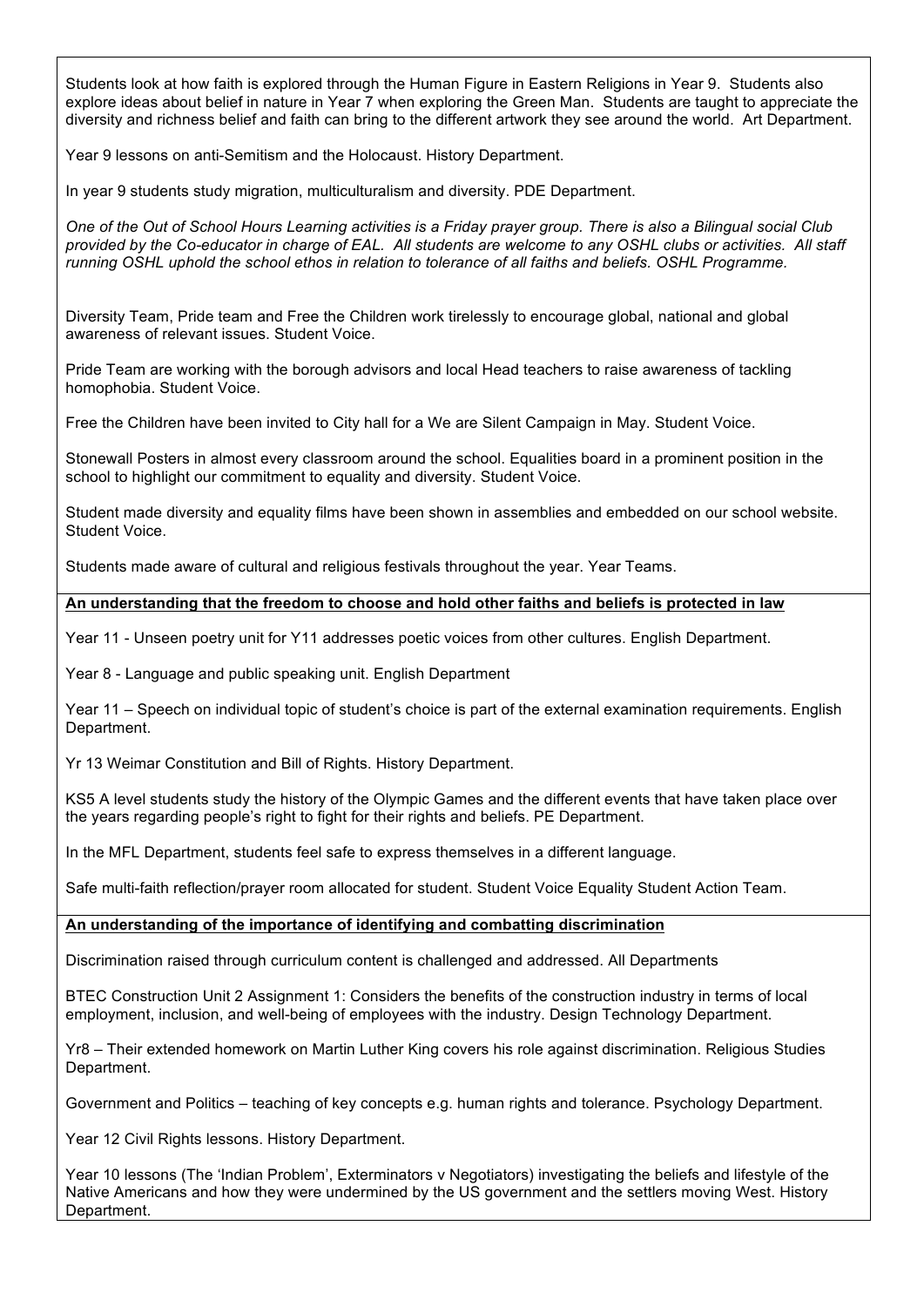Students look at how faith is explored through the Human Figure in Eastern Religions in Year 9. Students also explore ideas about belief in nature in Year 7 when exploring the Green Man. Students are taught to appreciate the diversity and richness belief and faith can bring to the different artwork they see around the world. Art Department.

Year 9 lessons on anti-Semitism and the Holocaust. History Department.

In year 9 students study migration, multiculturalism and diversity. PDE Department.

*One of the Out of School Hours Learning activities is a Friday prayer group. There is also a Bilingual social Club provided by the Co-educator in charge of EAL. All students are welcome to any OSHL clubs or activities. All staff running OSHL uphold the school ethos in relation to tolerance of all faiths and beliefs. OSHL Programme.*

Diversity Team, Pride team and Free the Children work tirelessly to encourage global, national and global awareness of relevant issues. Student Voice.

Pride Team are working with the borough advisors and local Head teachers to raise awareness of tackling homophobia. Student Voice.

Free the Children have been invited to City hall for a We are Silent Campaign in May. Student Voice.

Stonewall Posters in almost every classroom around the school. Equalities board in a prominent position in the school to highlight our commitment to equality and diversity. Student Voice.

Student made diversity and equality films have been shown in assemblies and embedded on our school website. Student Voice.

Students made aware of cultural and religious festivals throughout the year. Year Teams.

**An understanding that the freedom to choose and hold other faiths and beliefs is protected in law**

Year 11 - Unseen poetry unit for Y11 addresses poetic voices from other cultures. English Department.

Year 8 - Language and public speaking unit. English Department

Year 11 – Speech on individual topic of student's choice is part of the external examination requirements. English Department.

Yr 13 Weimar Constitution and Bill of Rights. History Department.

KS5 A level students study the history of the Olympic Games and the different events that have taken place over the years regarding people's right to fight for their rights and beliefs. PE Department.

In the MFL Department, students feel safe to express themselves in a different language.

Safe multi-faith reflection/prayer room allocated for student. Student Voice Equality Student Action Team.

**An understanding of the importance of identifying and combatting discrimination**

Discrimination raised through curriculum content is challenged and addressed. All Departments

BTEC Construction Unit 2 Assignment 1: Considers the benefits of the construction industry in terms of local employment, inclusion, and well-being of employees with the industry. Design Technology Department.

Yr8 – Their extended homework on Martin Luther King covers his role against discrimination. Religious Studies Department.

Government and Politics – teaching of key concepts e.g. human rights and tolerance. Psychology Department.

Year 12 Civil Rights lessons. History Department.

Year 10 lessons (The 'Indian Problem', Exterminators v Negotiators) investigating the beliefs and lifestyle of the Native Americans and how they were undermined by the US government and the settlers moving West. History Department.